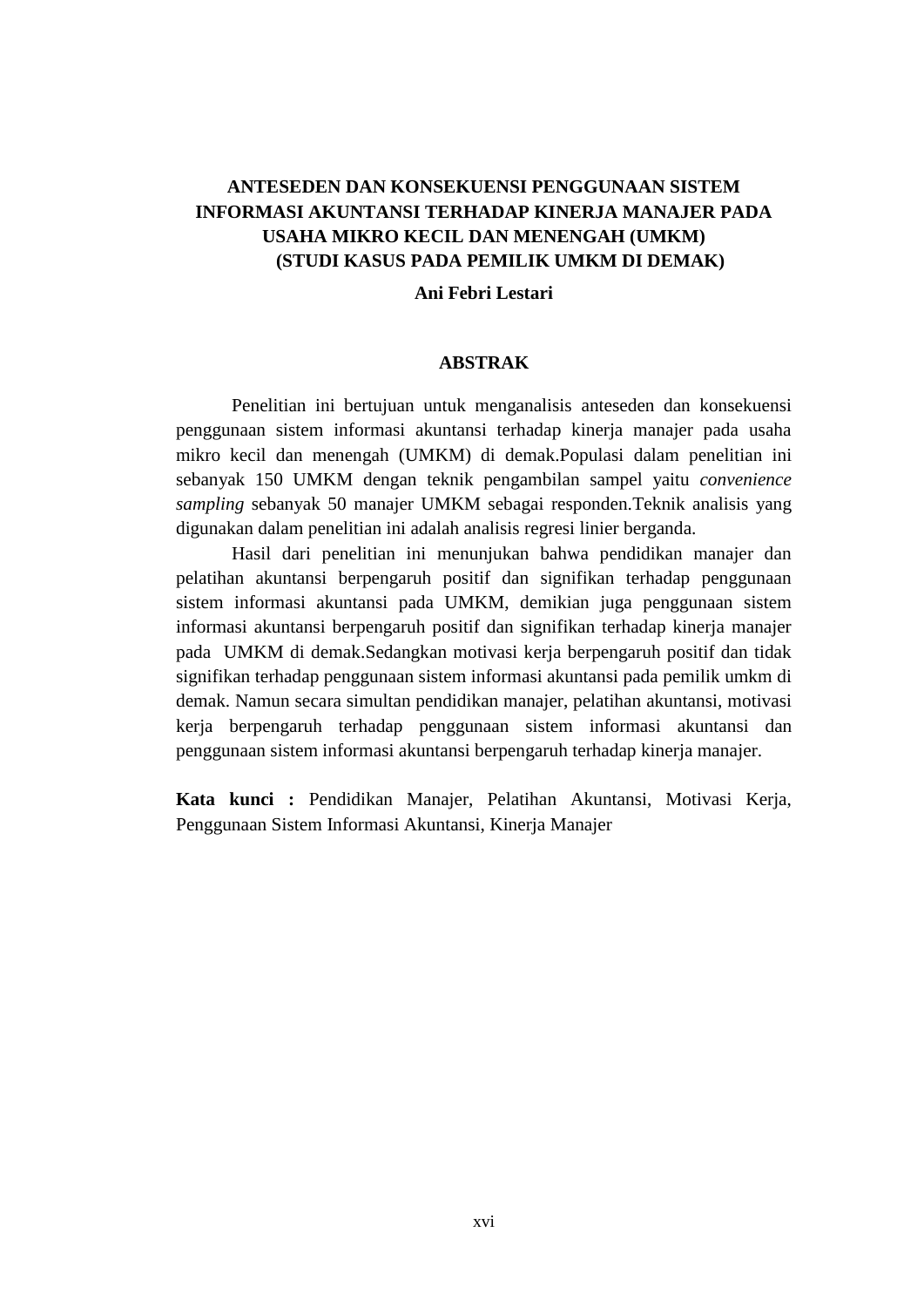# ANTESEDEN DAN KONSEKUENSI PENGGUNAAN SISTEM INFORMASI AKUNTANSI TERHADAP KINERJA MANAJER PADA USAHA MIKRO KECIL DAN MENENGAH (UMKM) (STUDI KASUS PADA PEMILIK UMKM DI DEMAK)

**Ani Febri Lestari**

## ABSTRAK

Penelitian ini bertujuan untuk menganalisis anteseden dan konsekuensi penggunaan sistem informasi akuntansi terhadap kinerja manajer pada usaha mikro kecil dan menengah (UMKM) di demak.Populasi dalam penelitian ini sebanyak 150 UMKM dengan teknik pengambilan sampel yaitu *convenience sampling* sebanyak 50 manajer UMKM sebagai responden.Teknik analisis yang digunakan dalam penelitian ini adalah analisis regresi linier berganda.

Hasil dari penelitian ini menunjukan bahwa pendidikan manajer dan pelatihan akuntansi berpengaruh positif dan signifikan terhadap penggunaan sistem informasi akuntansi pada UMKM, demikian juga penggunaan sistem informasi akuntansi berpengaruh positif dan signifikan terhadap kinerja manajer pada UMKM di demak.Sedangkan motivasi kerja berpengaruh positif dan tidak signifikan terhadap penggunaan sistem informasi akuntansi pada pemilik umkm di demak. Namun secara simultan pendidikan manajer, pelatihan akuntansi, motivasi kerja berpengaruh terhadap penggunaan sistem informasi akuntansi dan penggunaan sistem informasi akuntansi berpengaruh terhadap kinerja manajer.

**Kata kunci :** Pendidikan Manajer, Pelatihan Akuntansi, Motivasi Kerja, Penggunaan Sistem Informasi Akuntansi, Kinerja Manajer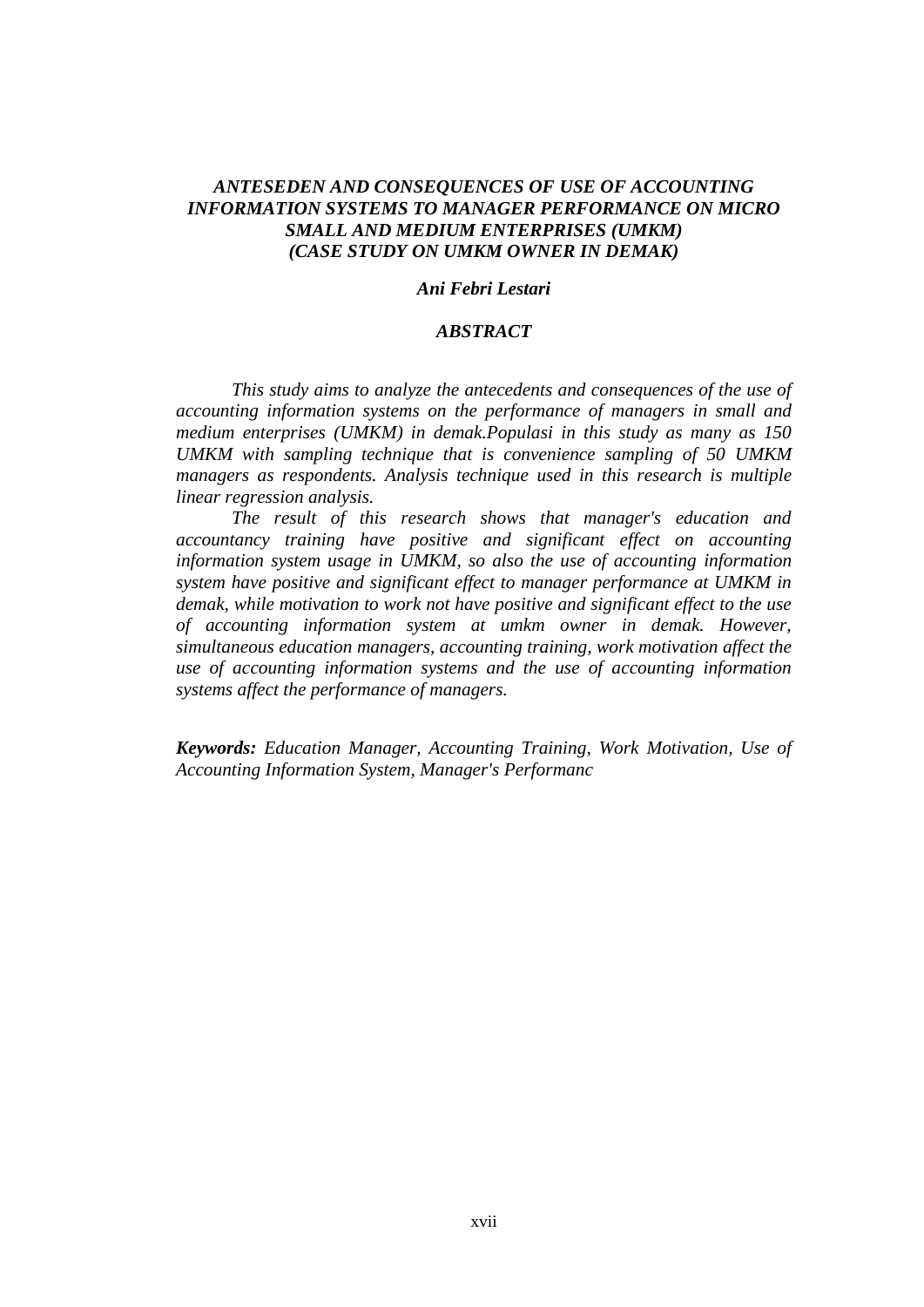# *ANTESEDEN AND CONSEQUENCES OF USE OF ACCOUNTING INFORMATION SYSTEMS TO MANAGER PERFORMANCE ON MICRO SMALL AND MEDIUM ENTERPRISES (UMKM) (CASE STUDY ON UMKM OWNER IN DEMAK)*

***Ani Febri Lestari***

## *ABSTRACT*

*This study aims to analyze the antecedents and consequences of the use of accounting information systems on the performance of managers in small and medium enterprises (UMKM) in demak.Populasi in this study as many as 150 UMKM with sampling technique that is convenience sampling of 50 UMKM managers as respondents. Analysis technique used in this research is multiple linear regression analysis.*

*The result of this research shows that manager's education and accountancy training have positive and significant effect on accounting information system usage in UMKM, so also the use of accounting information system have positive and significant effect to manager performance at UMKM in demak, while motivation to work not have positive and significant effect to the use of accounting information system at umkm owner in demak. However, simultaneous education managers, accounting training, work motivation affect the use of accounting information systems and the use of accounting information systems affect the performance of managers.*

***Keywords:*** *Education Manager, Accounting Training, Work Motivation, Use of Accounting Information System, Manager's Performanc*